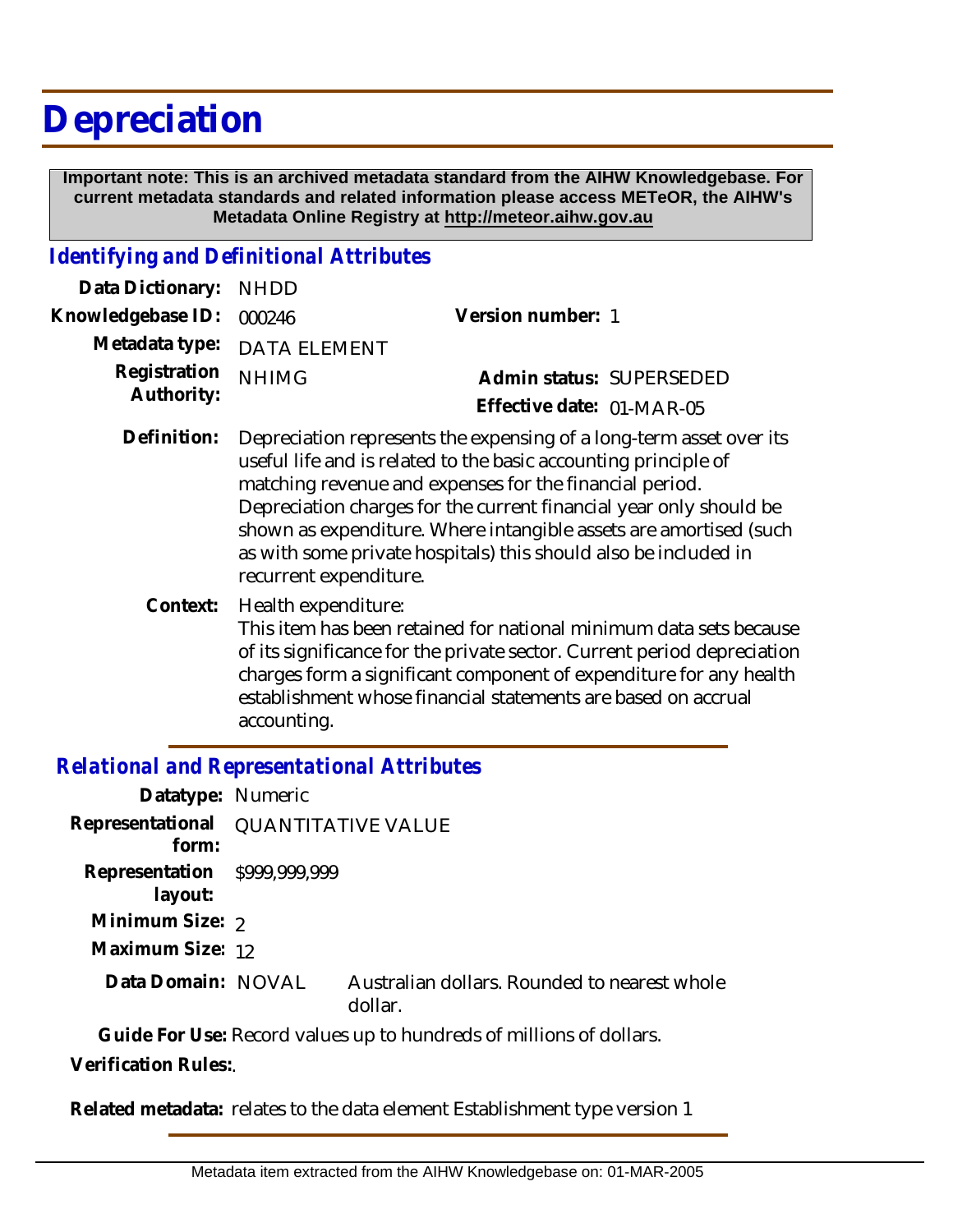# Depreciation

**Important note: This is an archived metadata standard from the AIHW Knowledgebase. For current metadata standards and related information please access METeOR, the AIHW's Metadata Online Registry at http://meteor.aihw.gov.au**

## *Identifying and Definitional Attributes*

**Data Dictionary:** NHDD

**Knowledgebase ID:** 000246 **Version number:** 1

**Metadata type:** DATA ELEMENT

**Registration Authority:** NHIMG **Admin status:** SUPERSEDED

**Effective date:** 01-MAR-05

**Definition:** Depreciation represents the expensing of a long-term asset over its useful life and is related to the basic accounting principle of matching revenue and expenses for the financial period. Depreciation charges for the current financial year only should be shown as expenditure. Where intangible assets are amortised (such as with some private hospitals) this should also be included in recurrent expenditure.

**Context:** Health expenditure:
This item has been retained for national minimum data sets because of its significance for the private sector. Current period depreciation charges form a significant component of expenditure for any health establishment whose financial statements are based on accrual accounting.

## *Relational and Representational Attributes*

**Datatype:** Numeric

**Representational form:** QUANTITATIVE VALUE

**Representation layout:** $999,999,999

**Minimum Size:** 2

**Maximum Size:** 12

**Data Domain:** NOVAL Australian dollars. Rounded to nearest whole dollar.

**Guide For Use:** Record values up to hundreds of millions of dollars.

**Verification Rules:**.

**Related metadata:** relates to the data element Establishment type version 1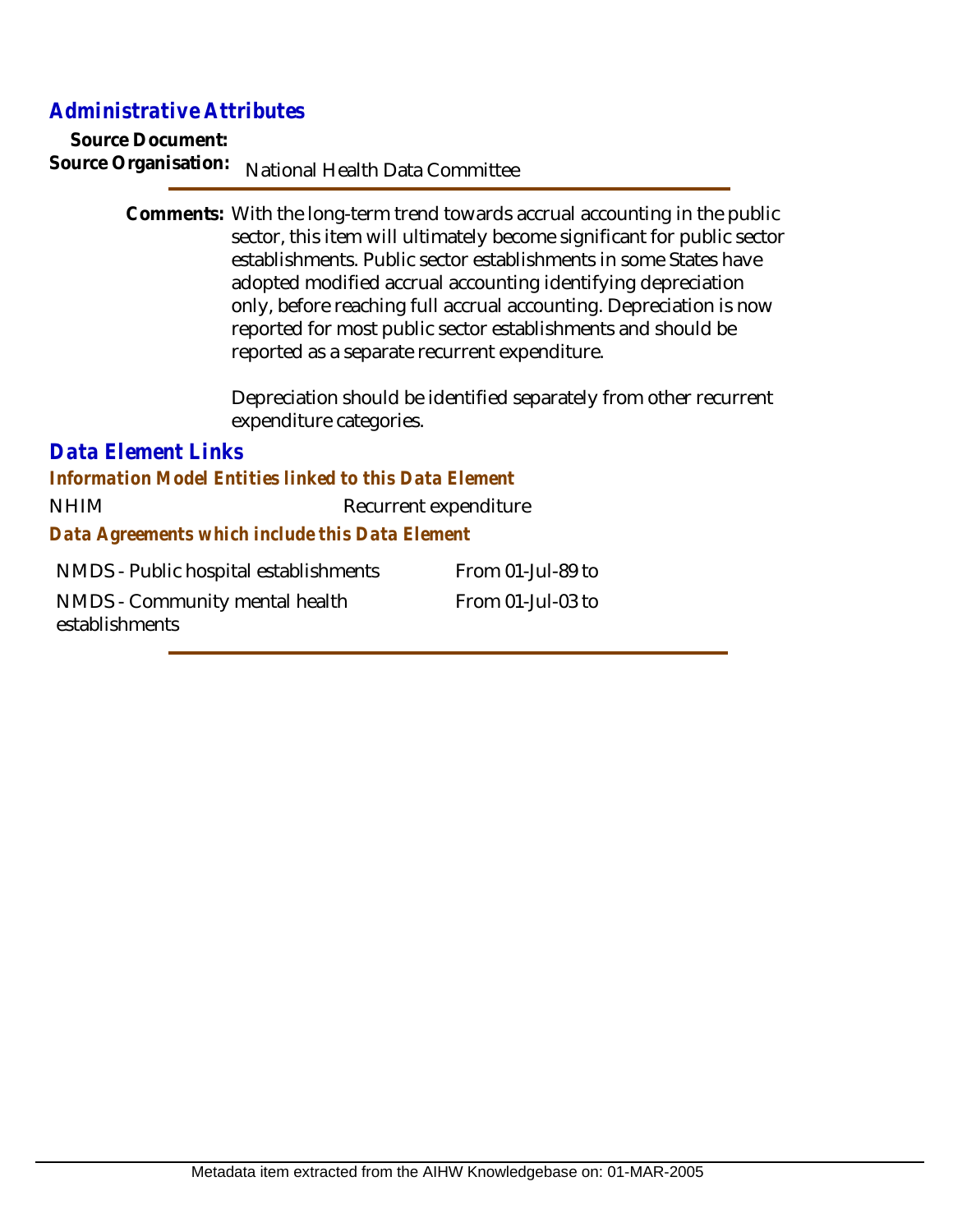## Administrative Attributes

**Source Document:**

**Source Organisation:** National Health Data Committee

**Comments:** With the long-term trend towards accrual accounting in the public sector, this item will ultimately become significant for public sector establishments. Public sector establishments in some States have adopted modified accrual accounting identifying depreciation only, before reaching full accrual accounting. Depreciation is now reported for most public sector establishments and should be reported as a separate recurrent expenditure.

Depreciation should be identified separately from other recurrent expenditure categories.

## Data Element Links

### Information Model Entities linked to this Data Element

| | |
|---|---|
| NHIM | Recurrent expenditure |

### Data Agreements which include this Data Element

| | |
|---|---|
| NMDS - Public hospital establishments | From 01-Jul-89 to |
| NMDS - Community mental health establishments | From 01-Jul-03 to |

Metadata item extracted from the AIHW Knowledgebase on: 01-MAR-2005